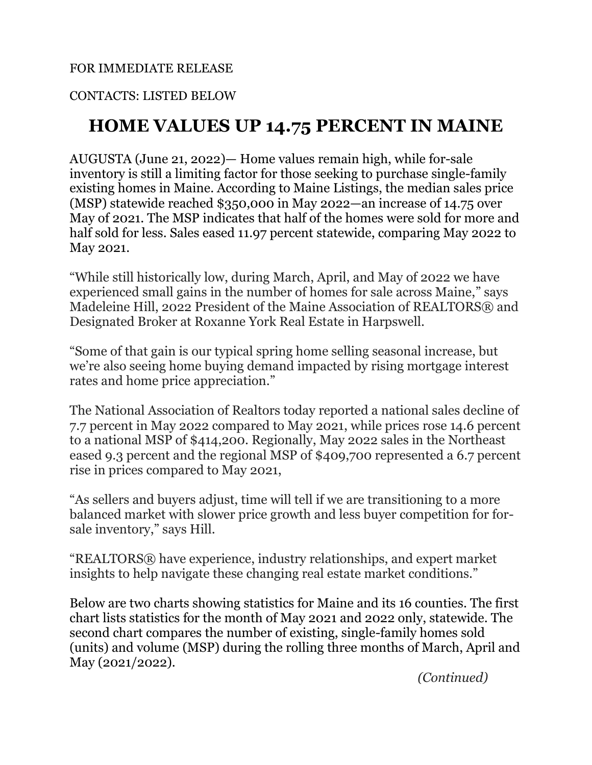FOR IMMEDIATE RELEASE

CONTACTS: LISTED BELOW

# HOME VALUES UP 14.75 PERCENT IN MAINE

AUGUSTA (June 21, 2022)— Home values remain high, while for-sale inventory is still a limiting factor for those seeking to purchase single-family existing homes in Maine. According to Maine Listings, the median sales price (MSP) statewide reached $350,000 in May 2022—an increase of 14.75 over May of 2021. The MSP indicates that half of the homes were sold for more and half sold for less. Sales eased 11.97 percent statewide, comparing May 2022 to May 2021.

"While still historically low, during March, April, and May of 2022 we have experienced small gains in the number of homes for sale across Maine," says Madeleine Hill, 2022 President of the Maine Association of REALTORS® and Designated Broker at Roxanne York Real Estate in Harpswell.

"Some of that gain is our typical spring home selling seasonal increase, but we're also seeing home buying demand impacted by rising mortgage interest rates and home price appreciation."

The National Association of Realtors today reported a national sales decline of 7.7 percent in May 2022 compared to May 2021, while prices rose 14.6 percent to a national MSP of $414,200. Regionally, May 2022 sales in the Northeast eased 9.3 percent and the regional MSP of $409,700 represented a 6.7 percent rise in prices compared to May 2021,

"As sellers and buyers adjust, time will tell if we are transitioning to a more balanced market with slower price growth and less buyer competition for for-sale inventory," says Hill.

"REALTORS® have experience, industry relationships, and expert market insights to help navigate these changing real estate market conditions."

Below are two charts showing statistics for Maine and its 16 counties. The first chart lists statistics for the month of May 2021 and 2022 only, statewide. The second chart compares the number of existing, single-family homes sold (units) and volume (MSP) during the rolling three months of March, April and May (2021/2022).

*(Continued)*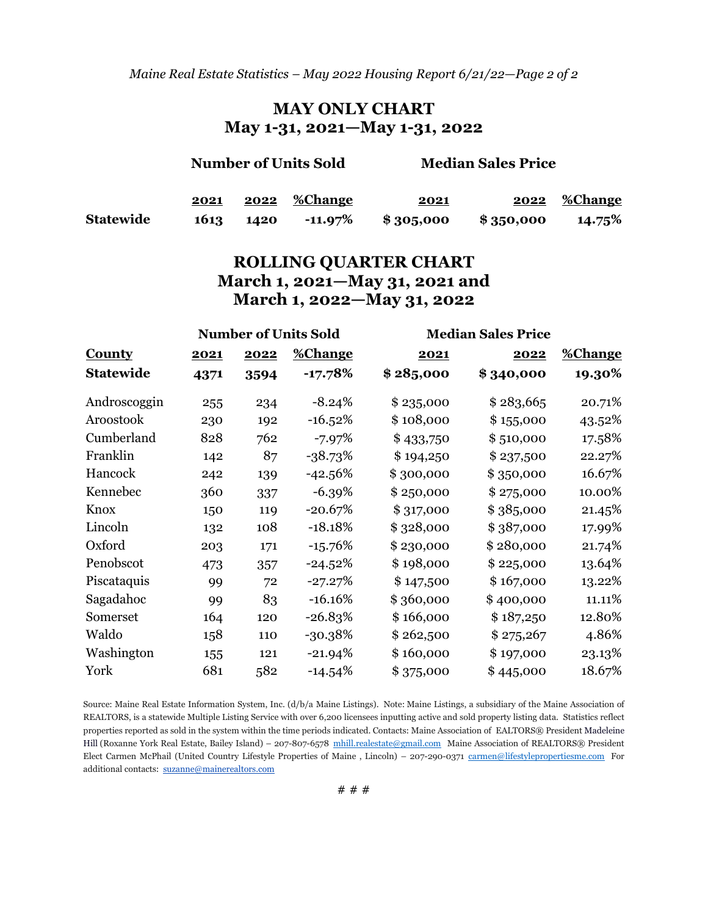## MAY ONLY CHART
## May 1-31, 2021—May 1-31, 2022

| | Number of Units Sold | | | Median Sales Price | | |
|---|---|---|---|---|---|---|
| | **2021** | **2022** | **%Change** | **2021** | **2022** | **%Change** |
| **Statewide** | **1613** | **1420** | **-11.97%** | **$ 305,000** | **$ 350,000** | **14.75%** |

## ROLLING QUARTER CHART
## March 1, 2021—May 31, 2021 and March 1, 2022—May 31, 2022

| | Number of Units Sold | | | Median Sales Price | | |
|---|---|---|---|---|---|---|
| **County** | **2021** | **2022** | **%Change** | **2021** | **2022** | **%Change** |
| **Statewide** | **4371** | **3594** | **-17.78%** | **$ 285,000** | **$ 340,000** | **19.30%** |
| Androscoggin | 255 | 234 | -8.24% | $ 235,000 | $ 283,665 | 20.71% |
| Aroostook | 230 | 192 | -16.52% | $ 108,000 | $ 155,000 | 43.52% |
| Cumberland | 828 | 762 | -7.97% | $ 433,750 | $ 510,000 | 17.58% |
| Franklin | 142 | 87 | -38.73% | $ 194,250 | $ 237,500 | 22.27% |
| Hancock | 242 | 139 | -42.56% | $ 300,000 | $ 350,000 | 16.67% |
| Kennebec | 360 | 337 | -6.39% | $ 250,000 | $ 275,000 | 10.00% |
| Knox | 150 | 119 | -20.67% | $ 317,000 | $ 385,000 | 21.45% |
| Lincoln | 132 | 108 | -18.18% | $ 328,000 | $ 387,000 | 17.99% |
| Oxford | 203 | 171 | -15.76% | $ 230,000 | $ 280,000 | 21.74% |
| Penobscot | 473 | 357 | -24.52% | $ 198,000 | $ 225,000 | 13.64% |
| Piscataquis | 99 | 72 | -27.27% | $ 147,500 | $ 167,000 | 13.22% |
| Sagadahoc | 99 | 83 | -16.16% | $ 360,000 | $ 400,000 | 11.11% |
| Somerset | 164 | 120 | -26.83% | $ 166,000 | $ 187,250 | 12.80% |
| Waldo | 158 | 110 | -30.38% | $ 262,500 | $ 275,267 | 4.86% |
| Washington | 155 | 121 | -21.94% | $ 160,000 | $ 197,000 | 23.13% |
| York | 681 | 582 | -14.54% | $ 375,000 | $ 445,000 | 18.67% |

Source: Maine Real Estate Information System, Inc. (d/b/a Maine Listings). Note: Maine Listings, a subsidiary of the Maine Association of REALTORS, is a statewide Multiple Listing Service with over 6,200 licensees inputting active and sold property listing data. Statistics reflect properties reported as sold in the system within the time periods indicated. Contacts: Maine Association of EALTORS® President Madeleine Hill (Roxanne York Real Estate, Bailey Island) – 207-807-6578 mhill.realestate@gmail.com Maine Association of REALTORS® President Elect Carmen McPhail (United Country Lifestyle Properties of Maine , Lincoln) – 207-290-0371 carmen@lifestylepropertiesme.com For additional contacts: suzanne@mainerealtors.com

# # #